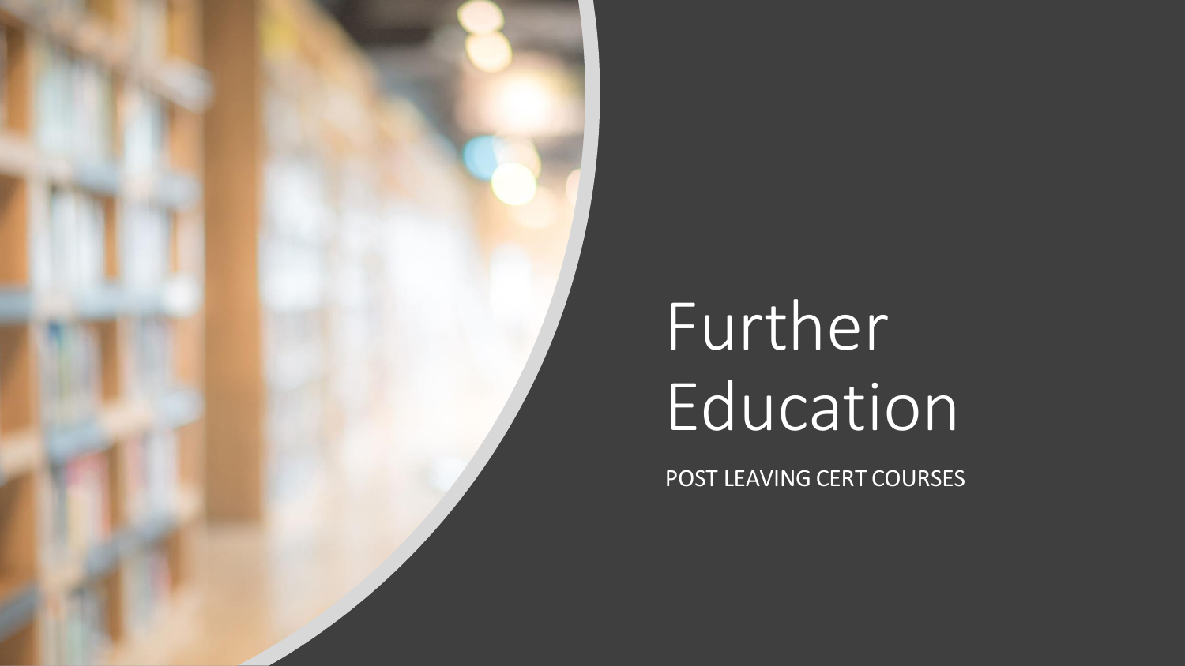# Further Education

POST LEAVING CERT COURSES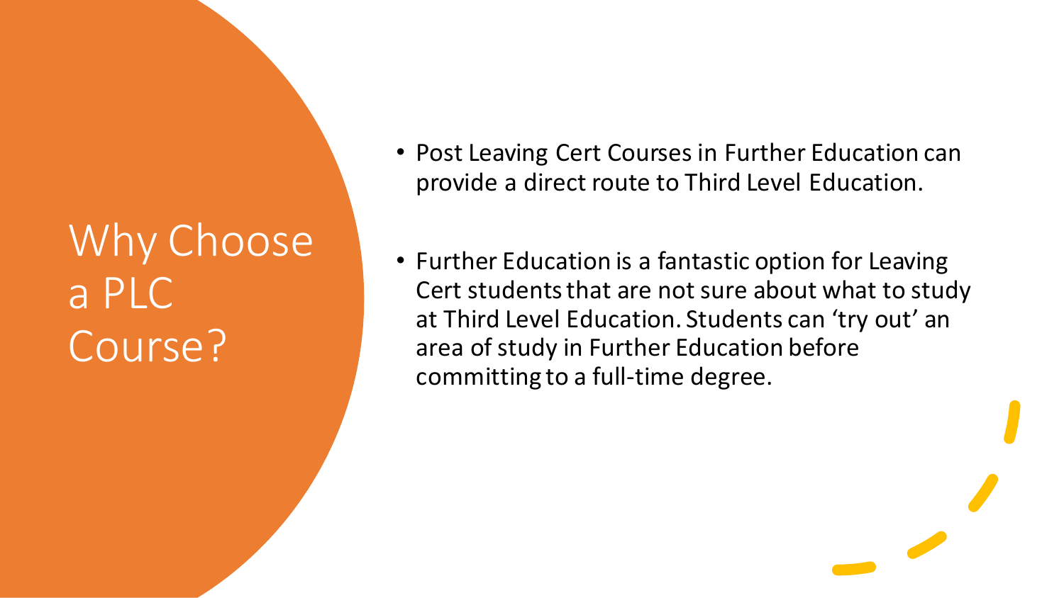# Why Choose a PLC Course?

- Post Leaving Cert Courses in Further Education can provide a direct route to Third Level Education.
- Further Education is a fantastic option for Leaving Cert students that are not sure about what to study at Third Level Education. Students can ‘try out’ an area of study in Further Education before committing to a full-time degree.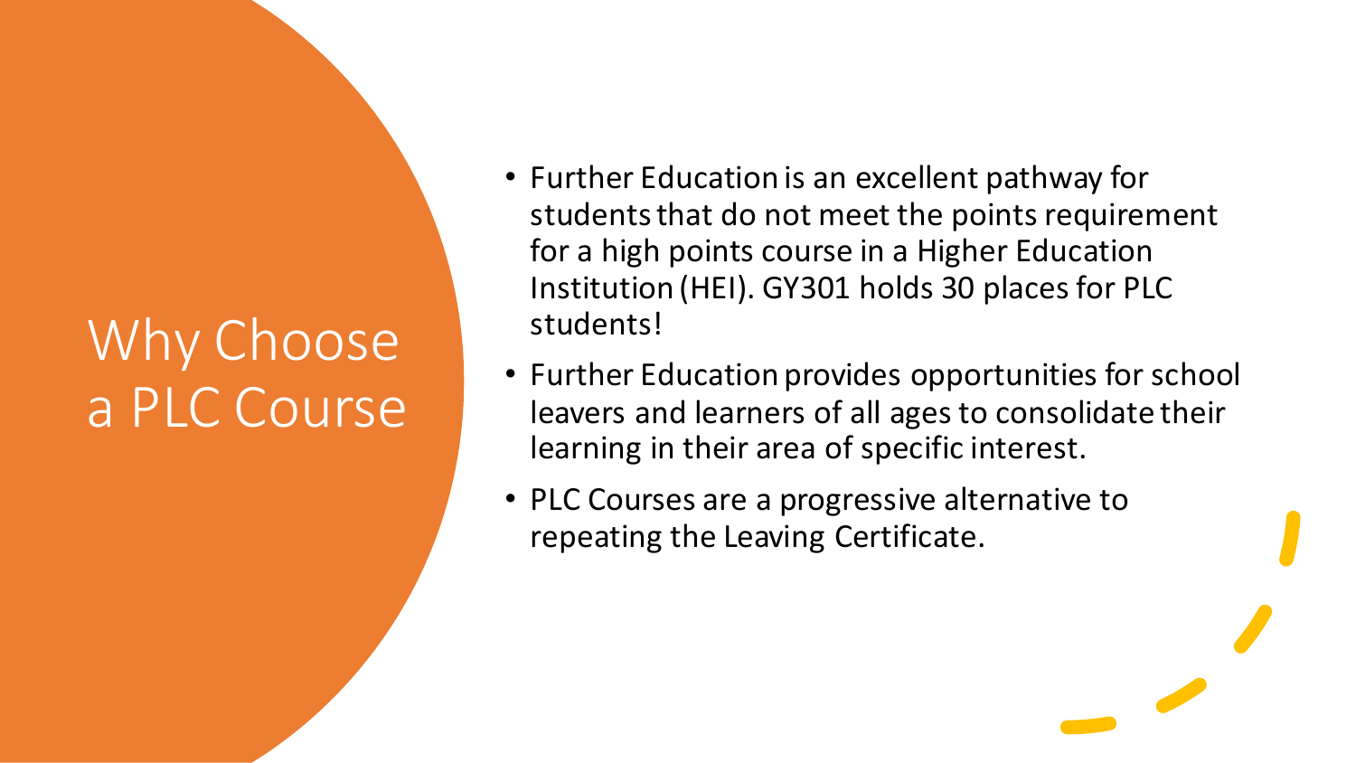# Why Choose a PLC Course

- Further Education is an excellent pathway for students that do not meet the points requirement for a high points course in a Higher Education Institution (HEI). GY301 holds 30 places for PLC students!
- Further Education provides opportunities for school leavers and learners of all ages to consolidate their learning in their area of specific interest.
- PLC Courses are a progressive alternative to repeating the Leaving Certificate.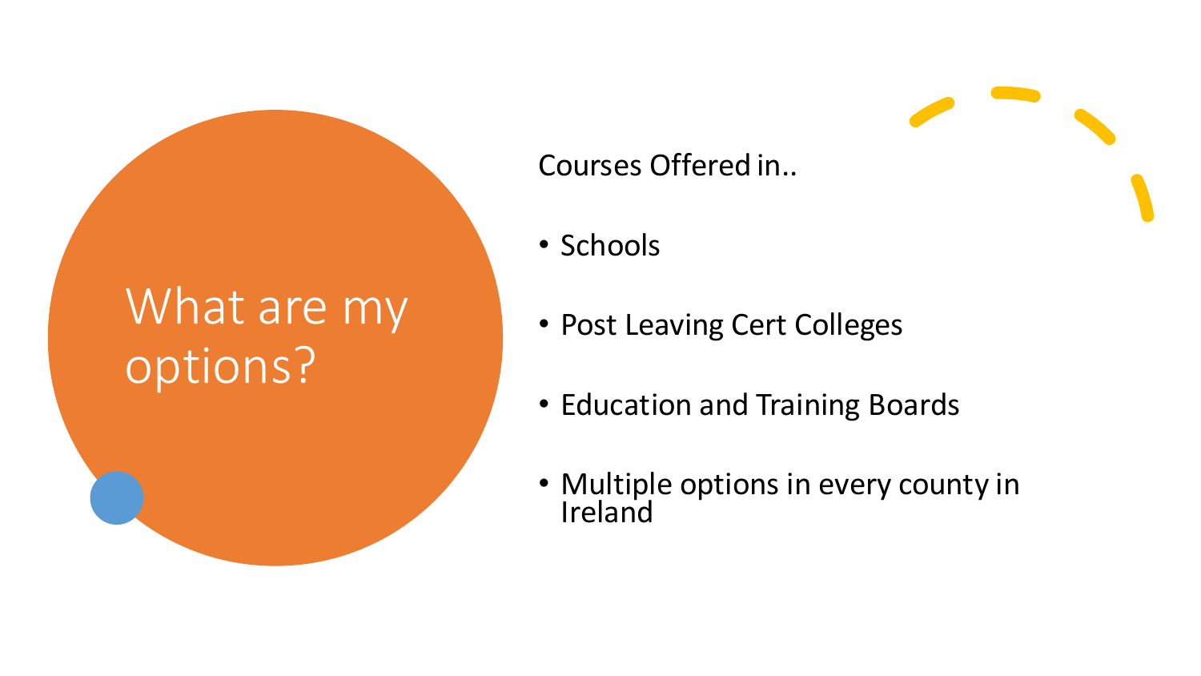# What are my options?

Courses Offered in..

- Schools
- Post Leaving Cert Colleges
- Education and Training Boards
- Multiple options in every county in Ireland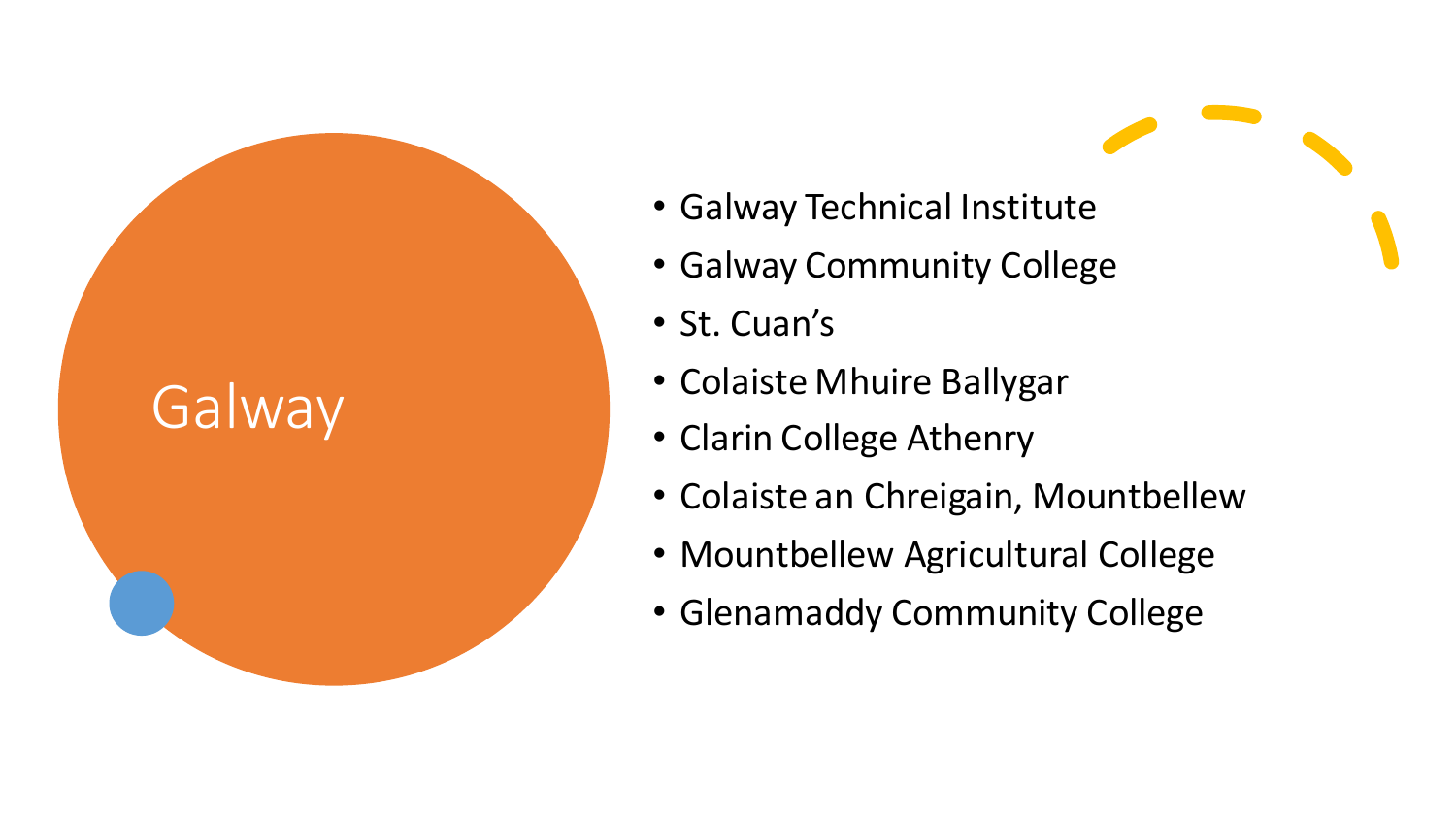# Galway

- Galway Technical Institute
- Galway Community College
- St. Cuan's
- Colaiste Mhuire Ballygar
- Clarin College Athenry
- Colaiste an Chreigain, Mountbellew
- Mountbellew Agricultural College
- Glenamaddy Community College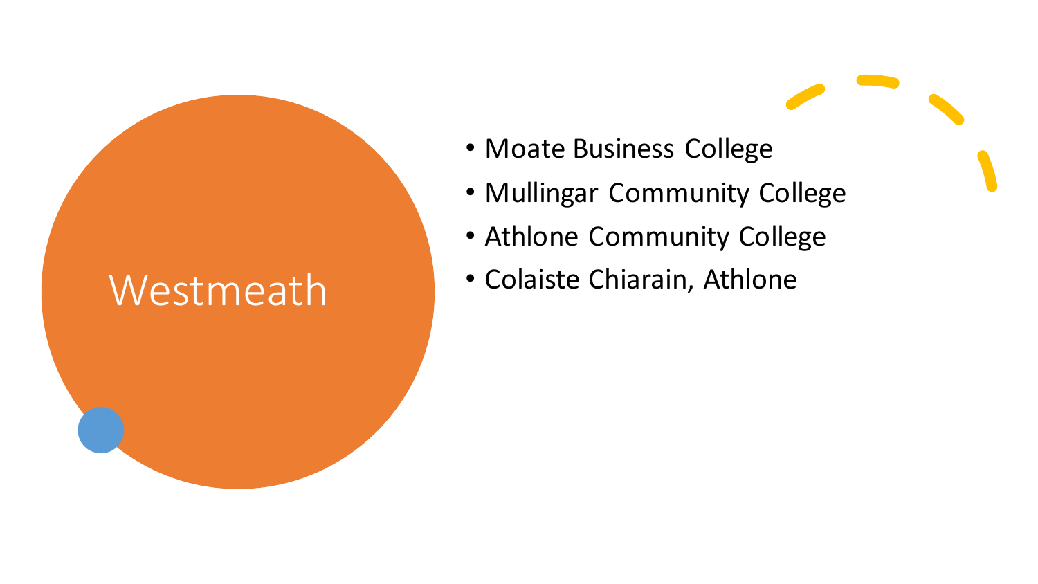# Westmeath

- Moate Business College
- Mullingar Community College
- Athlone Community College
- Colaiste Chiarain, Athlone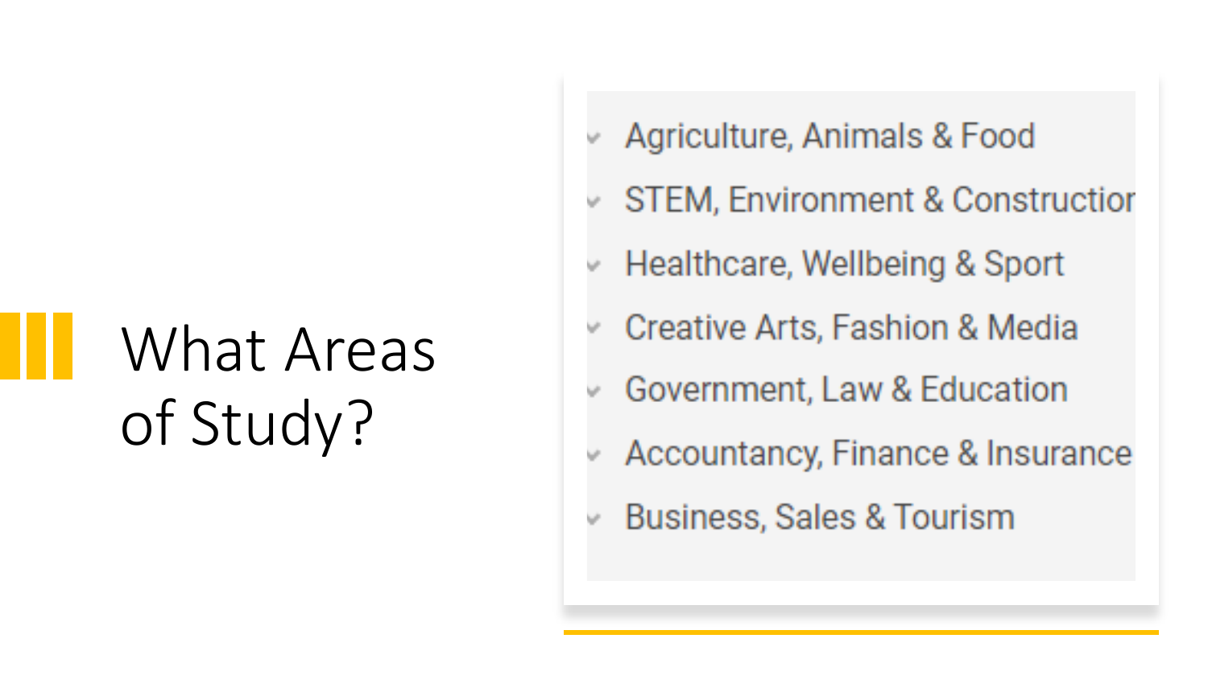# What Areas of Study?

- Agriculture, Animals & Food
- STEM, Environment & Construction
- Healthcare, Wellbeing & Sport
- Creative Arts, Fashion & Media
- Government, Law & Education
- Accountancy, Finance & Insurance
- Business, Sales & Tourism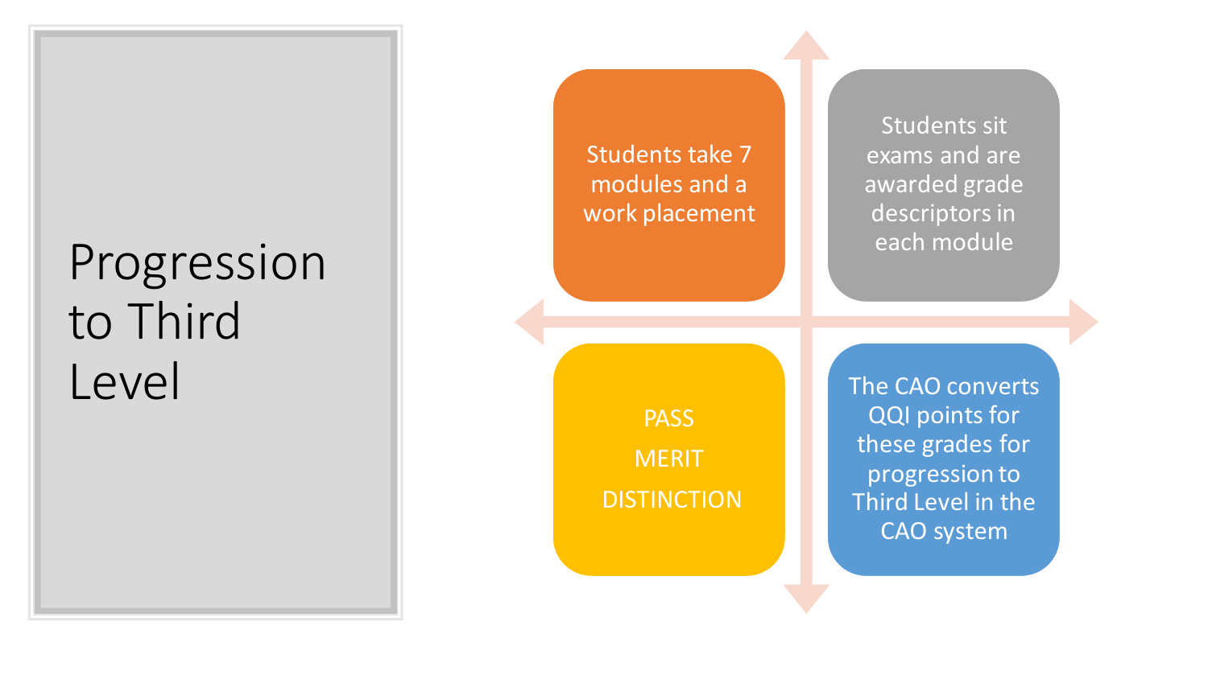# Progression to Third Level

- Students take 7 modules and a work placement
- Students sit exams and are awarded grade descriptors in each module
- PASS
  MERIT
  DISTINCTION
- The CAO converts QQI points for these grades for progression to Third Level in the CAO system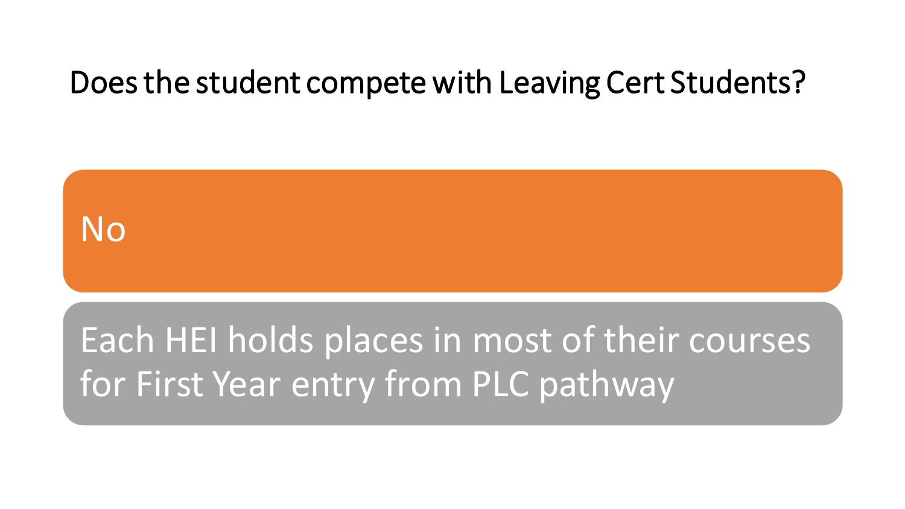# Does the student compete with Leaving Cert Students?

No

Each HEI holds places in most of their courses for First Year entry from PLC pathway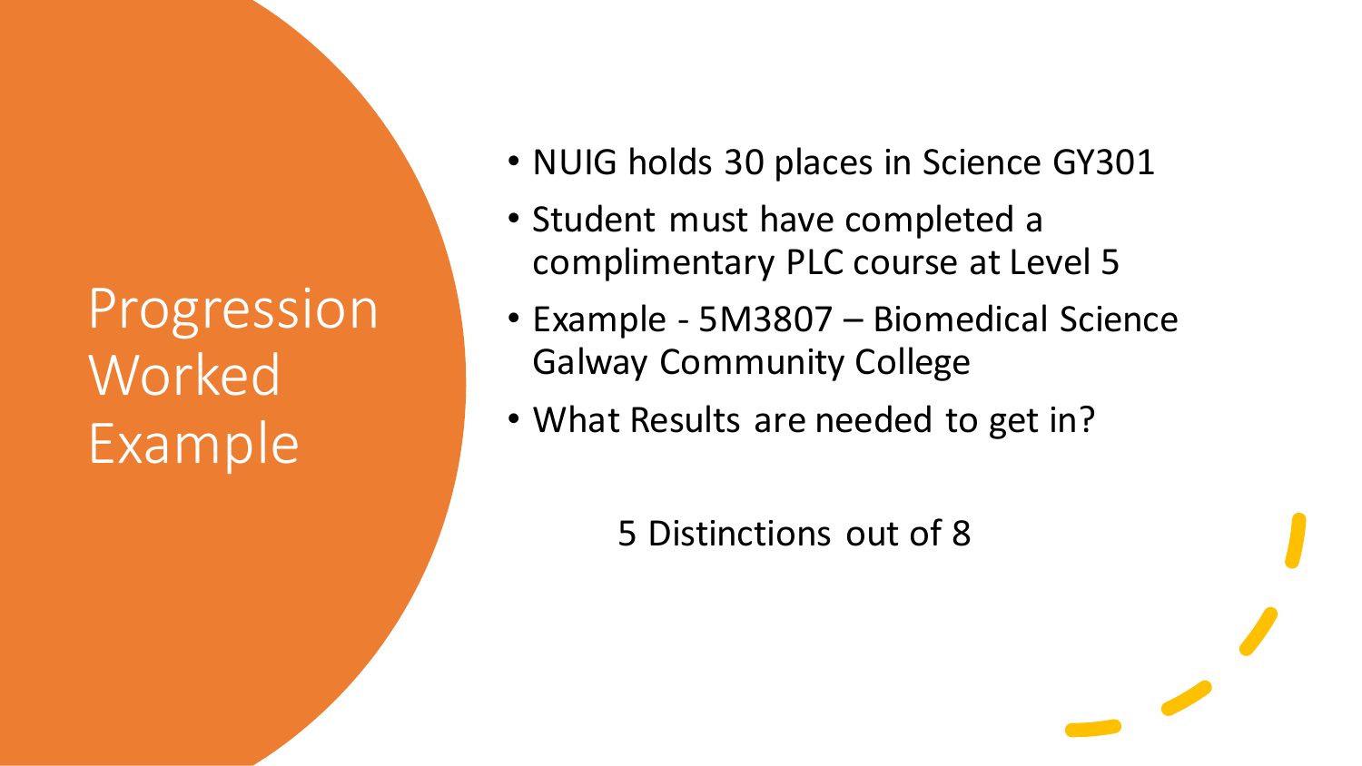# Progression Worked Example

- NUIG holds 30 places in Science GY301
- Student must have completed a complimentary PLC course at Level 5
- Example - 5M3807 – Biomedical Science Galway Community College
- What Results are needed to get in?

5 Distinctions out of 8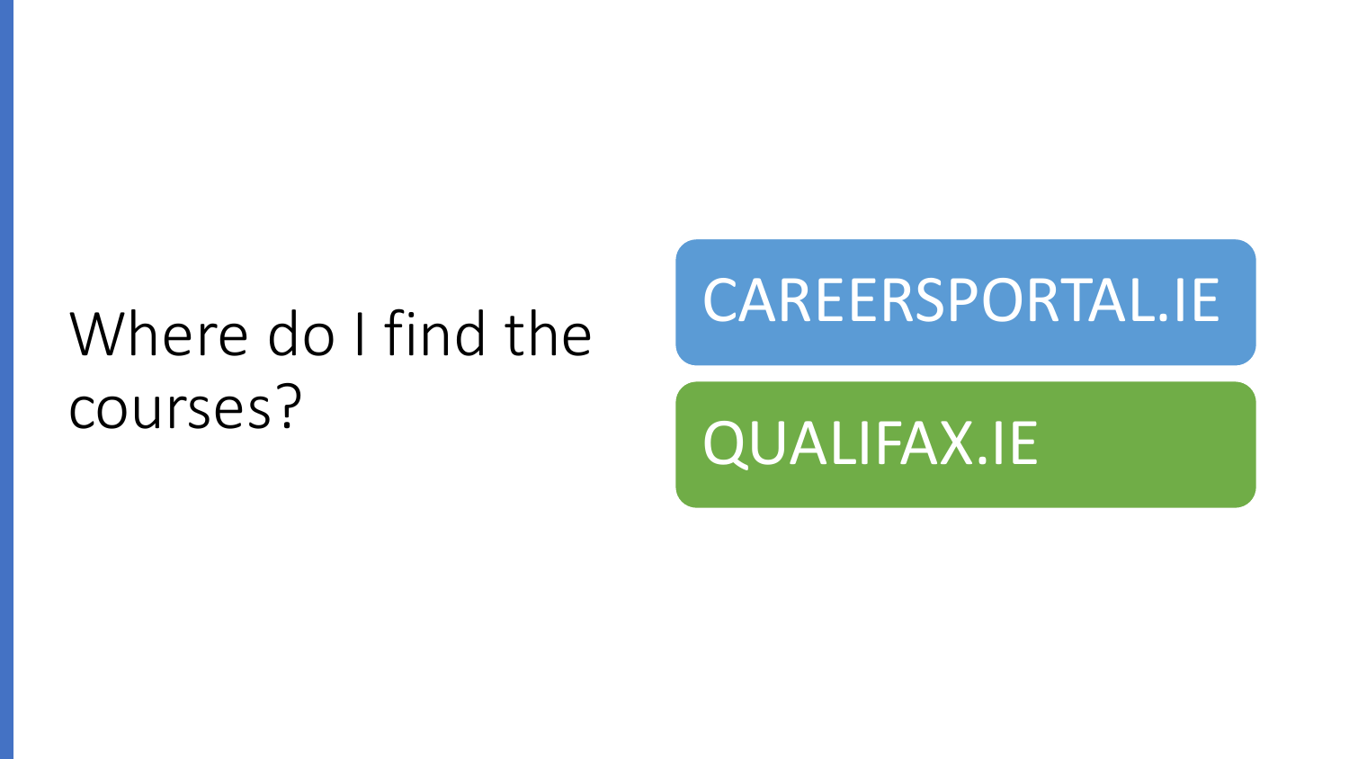# Where do I find the courses?

- CAREERSPORTAL.IE
- QUALIFAX.IE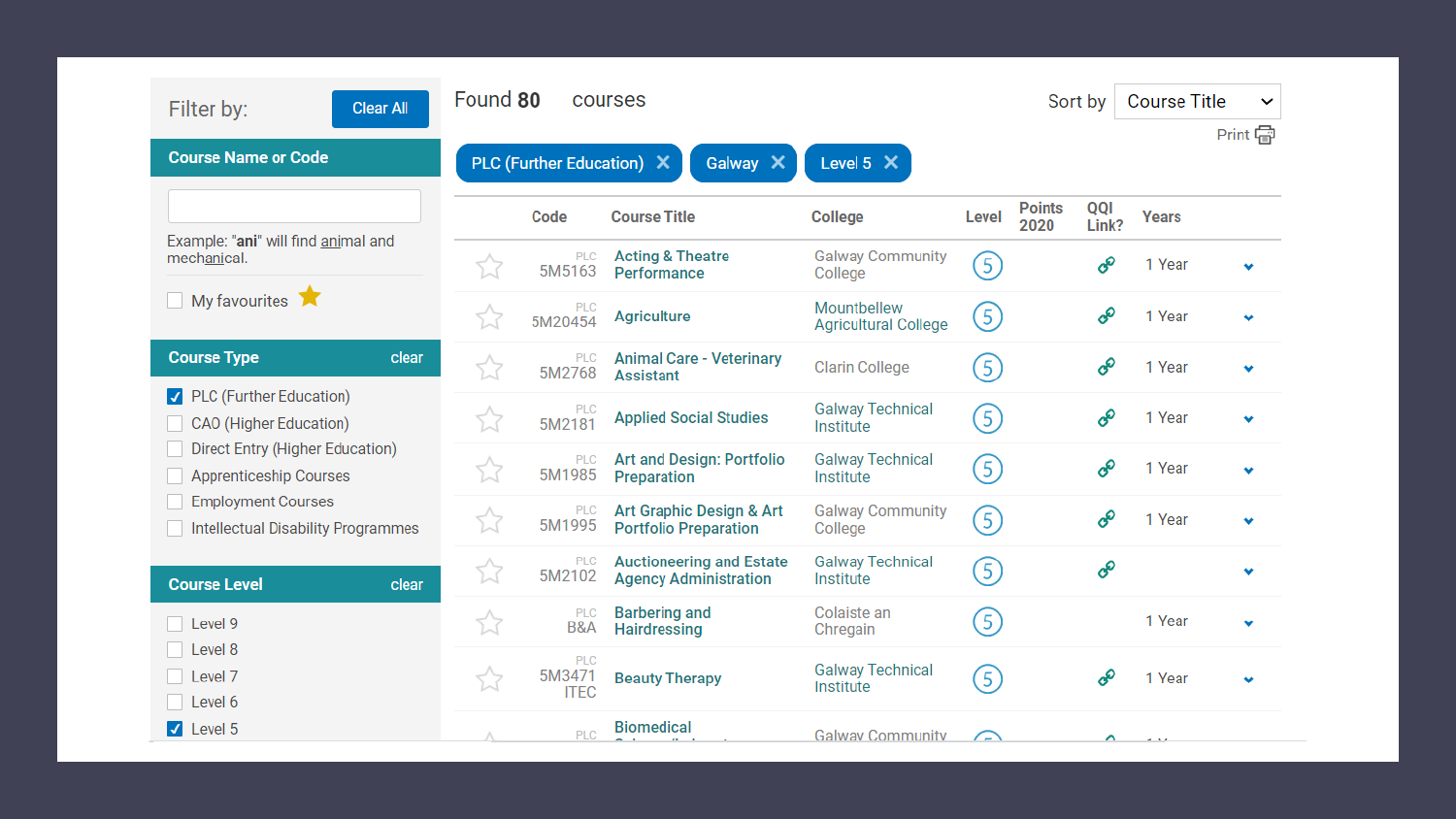Filter by: Clear All

**Course Name or Code**

Example: "**ani**" will find animal and mechanical.

☐ My favourites ★

**Course Type** clear

- ☑ PLC (Further Education)
- ☐ CAO (Higher Education)
- ☐ Direct Entry (Higher Education)
- ☐ Apprenticeship Courses
- ☐ Employment Courses
- ☐ Intellectual Disability Programmes

**Course Level** clear

- ☐ Level 9
- ☐ Level 8
- ☐ Level 7
- ☐ Level 6
- ☑ Level 5

Found **80** courses

Sort by Course Title

Print

PLC (Further Education) ✕ | Galway ✕ | Level 5 ✕

| Code | Course Title | College | Level | Points 2020 | QQI Link? | Years |
|---|---|---|---|---|---|---|
| PLC 5M5163 | Acting & Theatre Performance | Galway Community College | 5 | | 🔗 | 1 Year |
| PLC 5M20454 | Agriculture | Mountbellew Agricultural College | 5 | | 🔗 | 1 Year |
| PLC 5M2768 | Animal Care - Veterinary Assistant | Clarin College | 5 | | 🔗 | 1 Year |
| PLC 5M2181 | Applied Social Studies | Galway Technical Institute | 5 | | 🔗 | 1 Year |
| PLC 5M1985 | Art and Design: Portfolio Preparation | Galway Technical Institute | 5 | | 🔗 | 1 Year |
| PLC 5M1995 | Art Graphic Design & Art Portfolio Preparation | Galway Community College | 5 | | 🔗 | 1 Year |
| PLC 5M2102 | Auctioneering and Estate Agency Administration | Galway Technical Institute | 5 | | 🔗 | |
| PLC B&A | Barbering and Hairdressing | Colaiste an Chregain | 5 | | | 1 Year |
| PLC 5M3471 ITEC | Beauty Therapy | Galway Technical Institute | 5 | | 🔗 | 1 Year |
| PLC | Biomedical ... | Galway Community ... | | | | |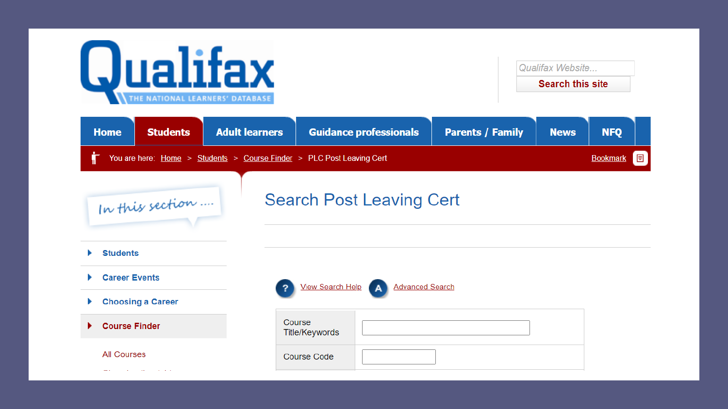Qualifax
THE NATIONAL LEARNERS' DATABASE

Qualifax Website...

Search this site

Home | Students | Adult learners | Guidance professionals | Parents / Family | News | NFQ

You are here: Home > Students > Course Finder > PLC Post Leaving Cert

Bookmark

*In this section ....*

- Students
- Career Events
- Choosing a Career
- **Course Finder**

All Courses

# Search Post Leaving Cert

View Search Help

Advanced Search

| Course Title/Keywords | |
|---|---|
| Course Code | |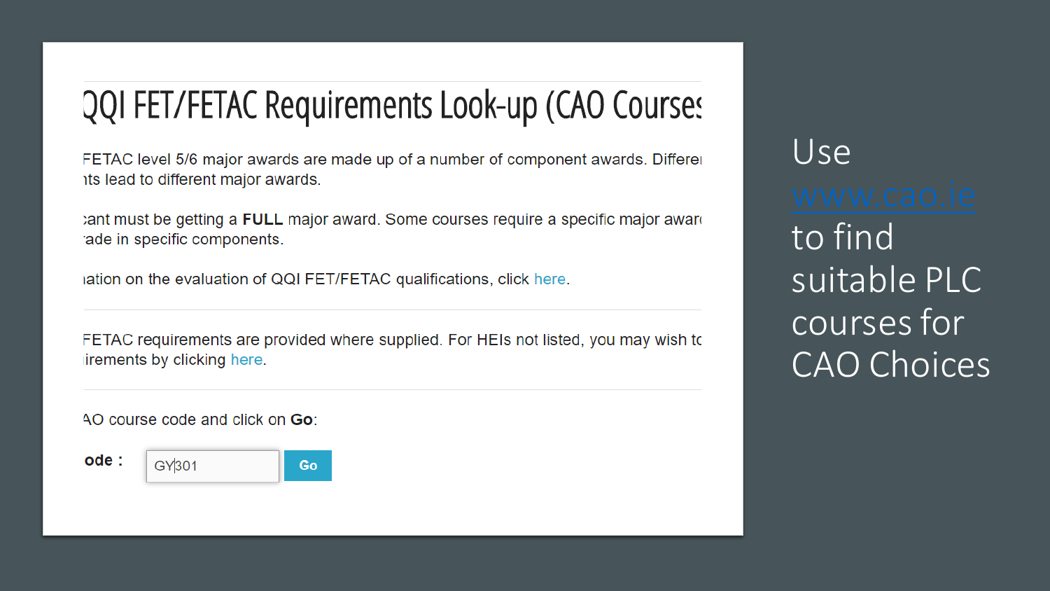# QQI FET/FETAC Requirements Look-up (CAO Courses

FETAC level 5/6 major awards are made up of a number of component awards. Differe nts lead to different major awards.

cant must be getting a **FULL** major award. Some courses require a specific major awar ade in specific components.

ation on the evaluation of QQI FET/FETAC qualifications, click here.

FETAC requirements are provided where supplied. For HEIs not listed, you may wish to irements by clicking here.

AO course code and click on **Go**:

**ode :** GY301 **Go**

Use www.cao.ie to find suitable PLC courses for CAO Choices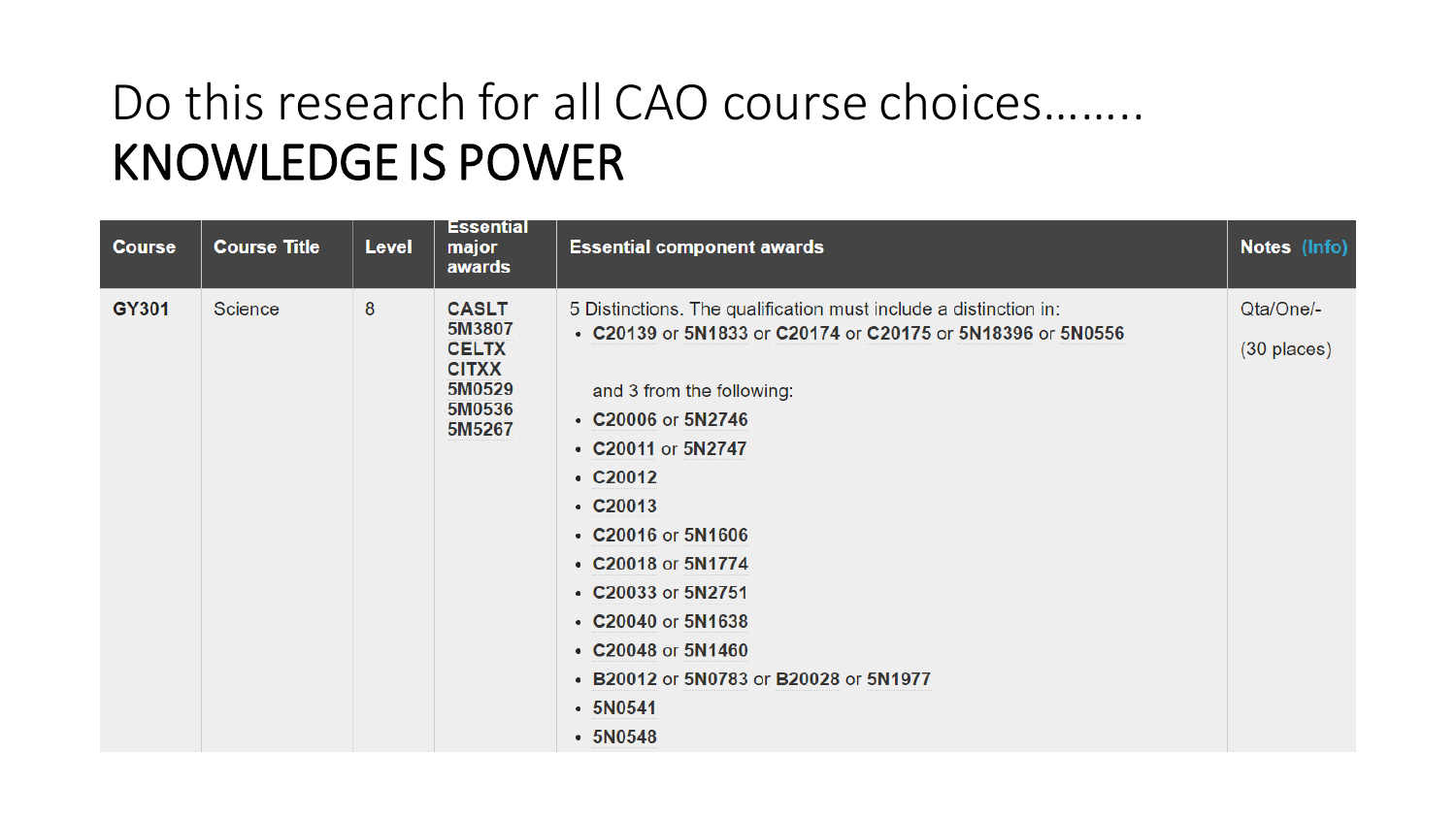# Do this research for all CAO course choices……..
# KNOWLEDGE IS POWER

| Course | Course Title | Level | Essential major awards | Essential component awards | Notes (Info) |
|---|---|---|---|---|---|
| **GY301** | Science | 8 | **CASLT**<br>**5M3807**<br>**CELTX**<br>**CITXX**<br>**5M0529**<br>**5M0536**<br>**5M5267** | 5 Distinctions. The qualification must include a distinction in:<br>• **C20139** or **5N1833** or **C20174** or **C20175** or **5N18396** or **5N0556**<br><br>and 3 from the following:<br>• **C20006** or **5N2746**<br>• **C20011** or **5N2747**<br>• **C20012**<br>• **C20013**<br>• **C20016** or **5N1606**<br>• **C20018** or **5N1774**<br>• **C20033** or **5N2751**<br>• **C20040** or **5N1638**<br>• **C20048** or **5N1460**<br>• **B20012** or **5N0783** or **B20028** or **5N1977**<br>• **5N0541**<br>• **5N0548** | Qta/One/-<br><br>(30 places) |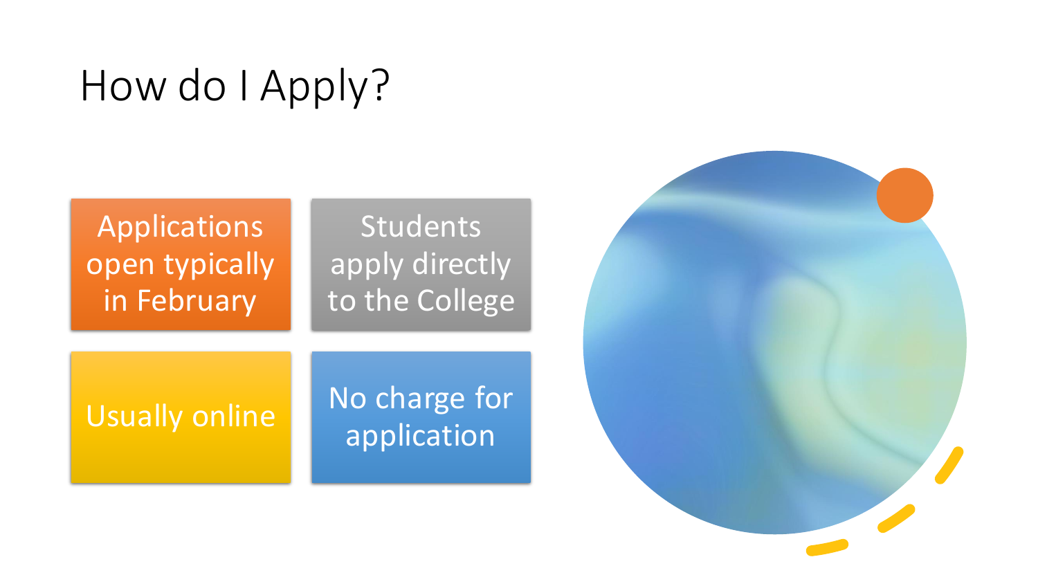# How do I Apply?

- Applications open typically in February
- Students apply directly to the College
- Usually online
- No charge for application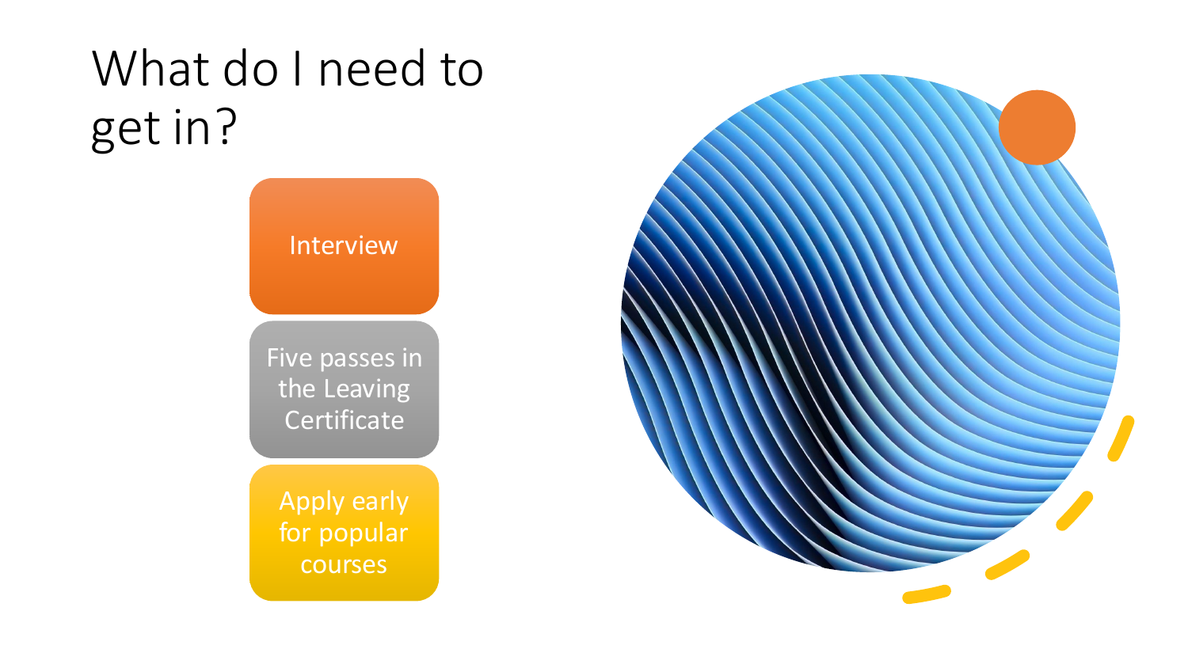# What do I need to get in?

- Interview
- Five passes in the Leaving Certificate
- Apply early for popular courses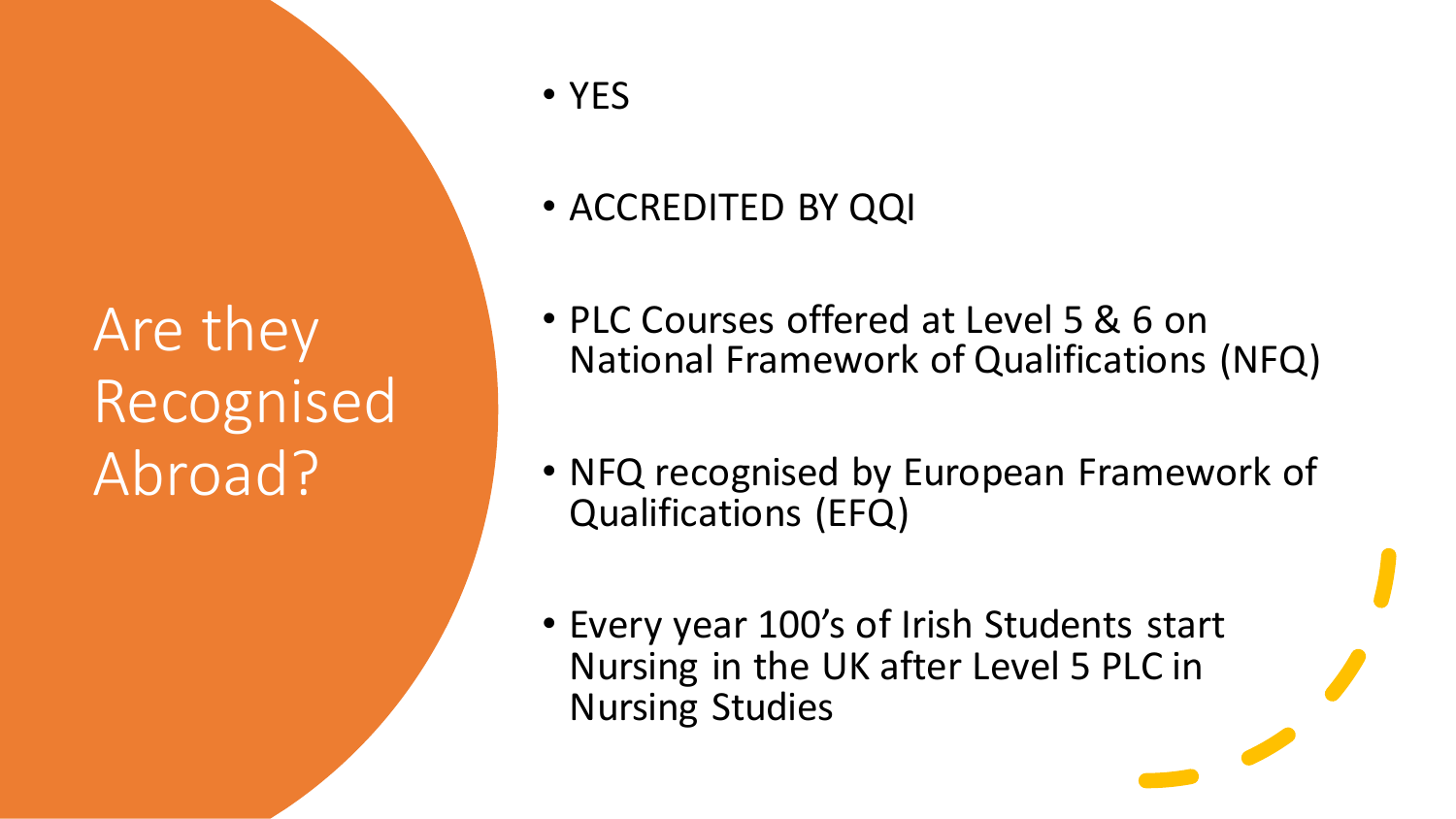# Are they Recognised Abroad?

- YES
- ACCREDITED BY QQI
- PLC Courses offered at Level 5 & 6 on National Framework of Qualifications (NFQ)
- NFQ recognised by European Framework of Qualifications (EFQ)
- Every year 100's of Irish Students start Nursing in the UK after Level 5 PLC in Nursing Studies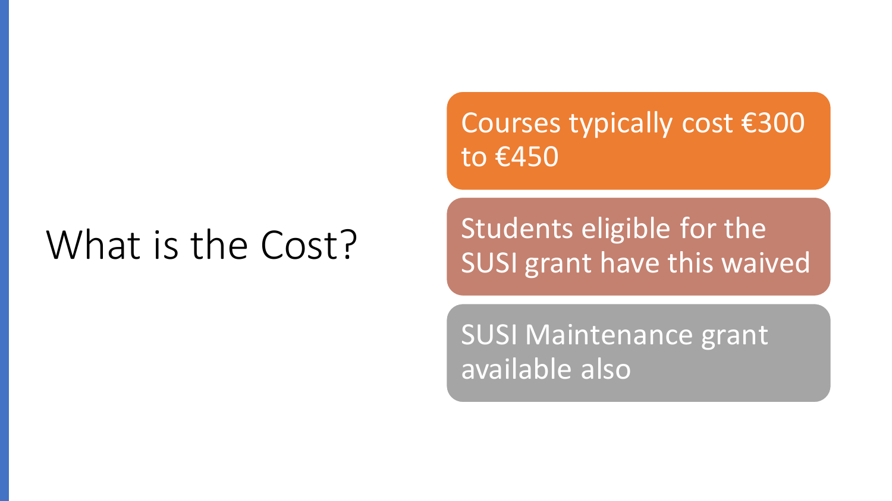# What is the Cost?

- Courses typically cost €300 to €450
- Students eligible for the SUSI grant have this waived
- SUSI Maintenance grant available also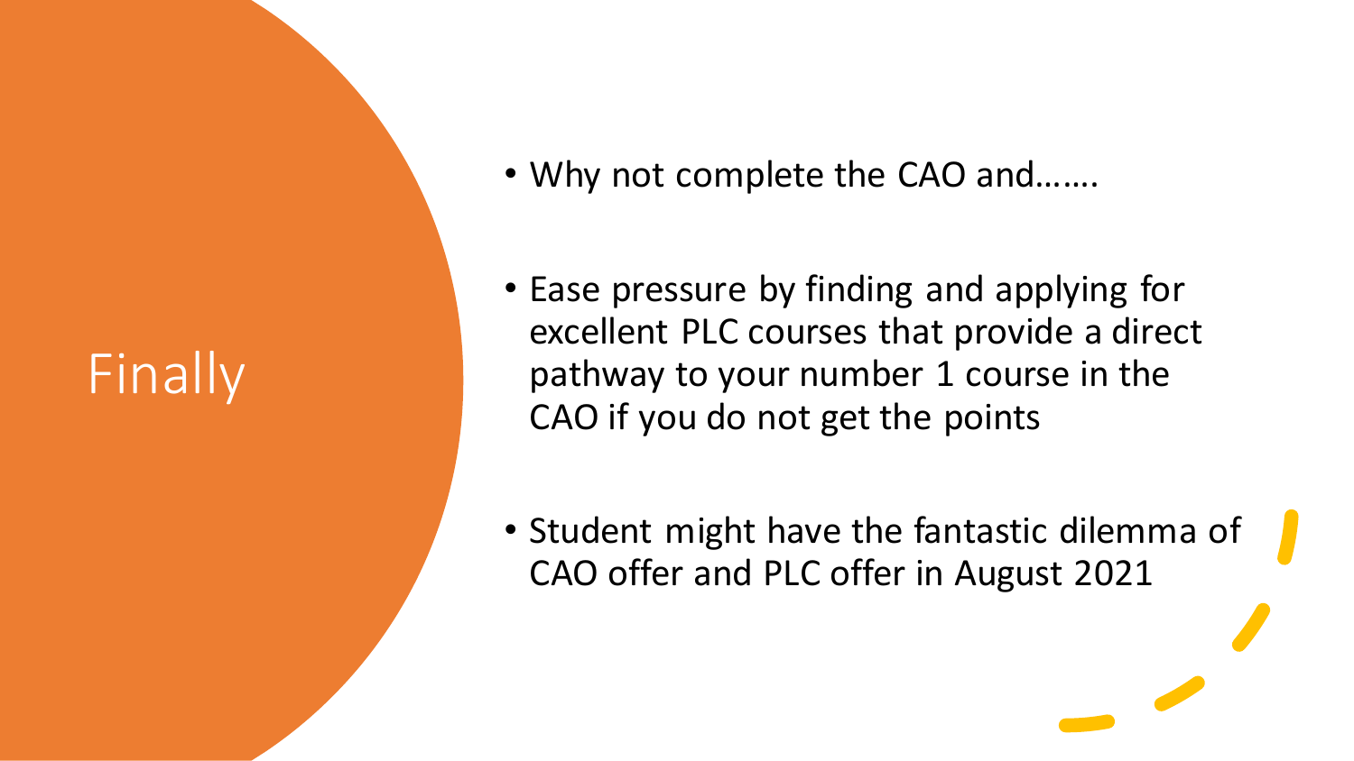# Finally

- Why not complete the CAO and…….
- Ease pressure by finding and applying for excellent PLC courses that provide a direct pathway to your number 1 course in the CAO if you do not get the points
- Student might have the fantastic dilemma of CAO offer and PLC offer in August 2021